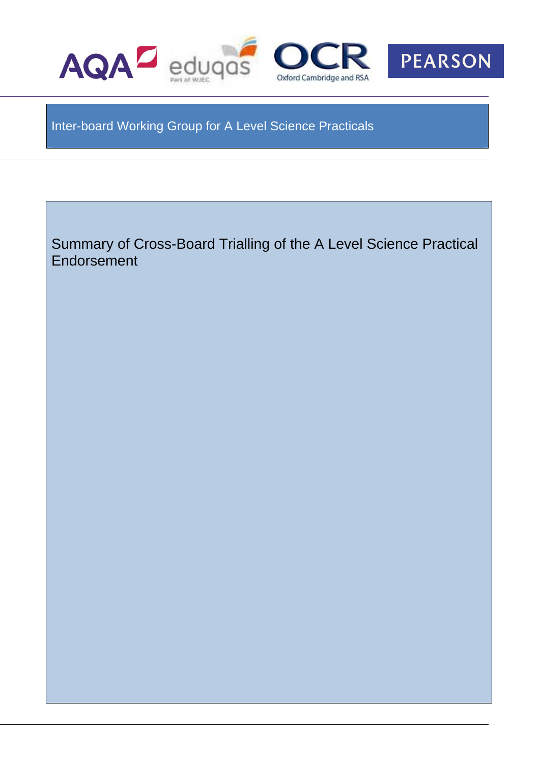AQA eduqas OCR Oxford Cambridge and RSA PEARSON

Inter-board Working Group for A Level Science Practicals

# Summary of Cross-Board Trialling of the A Level Science Practical Endorsement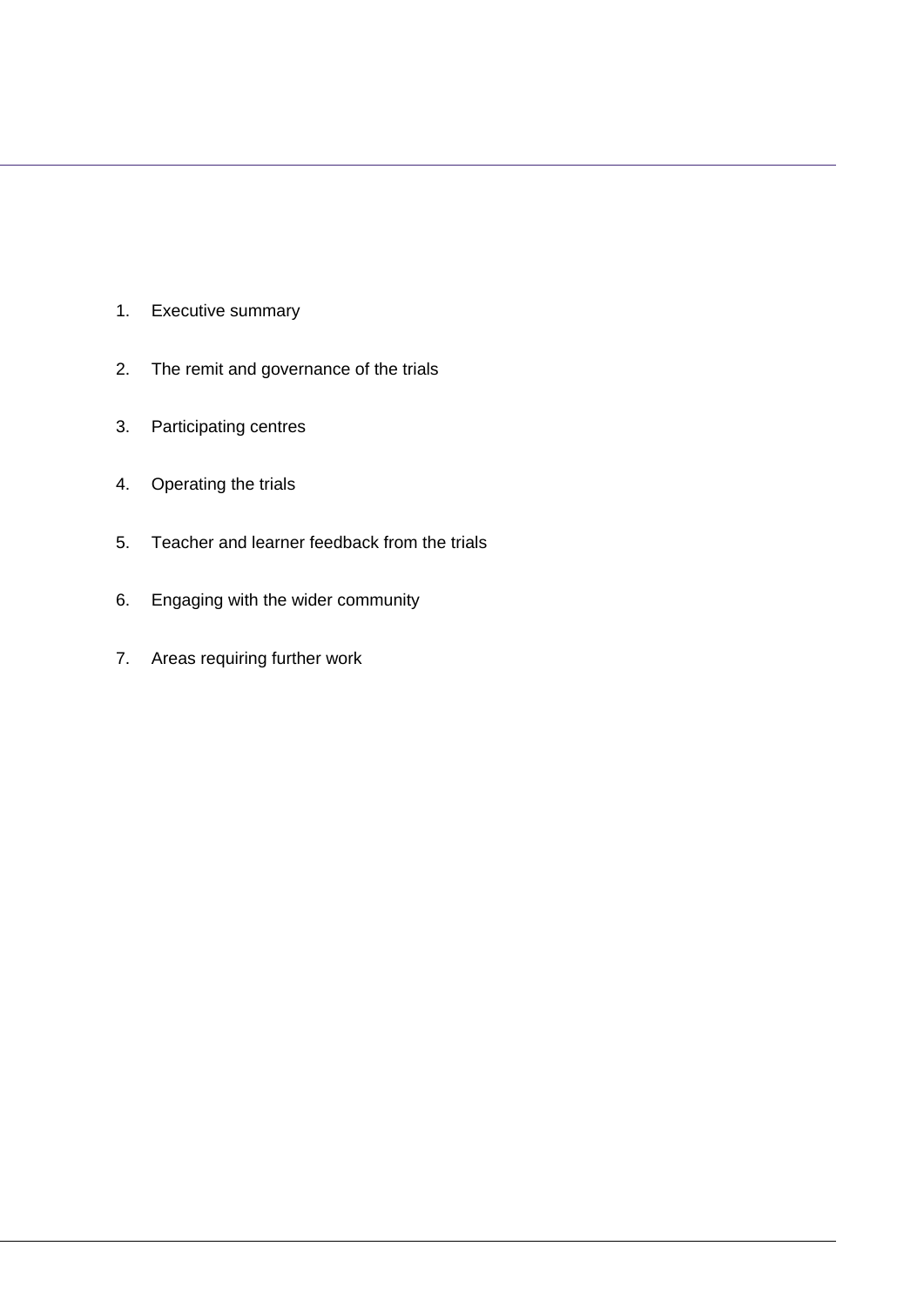1. Executive summary
2. The remit and governance of the trials
3. Participating centres
4. Operating the trials
5. Teacher and learner feedback from the trials
6. Engaging with the wider community
7. Areas requiring further work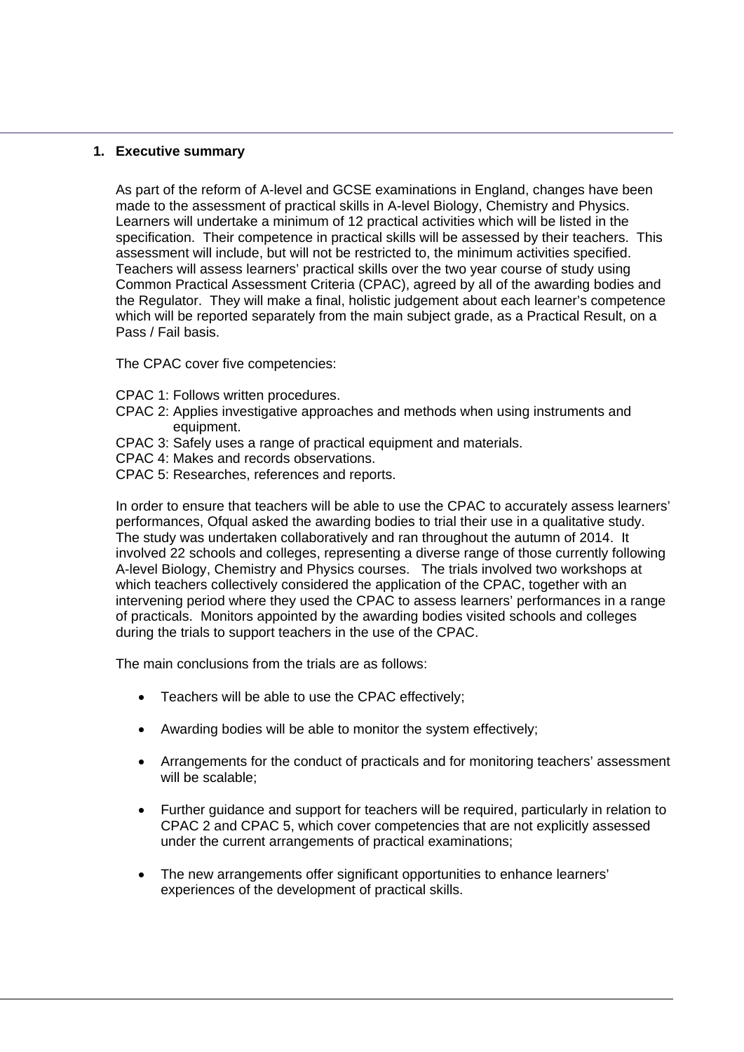## 1. Executive summary

As part of the reform of A-level and GCSE examinations in England, changes have been made to the assessment of practical skills in A-level Biology, Chemistry and Physics. Learners will undertake a minimum of 12 practical activities which will be listed in the specification. Their competence in practical skills will be assessed by their teachers. This assessment will include, but will not be restricted to, the minimum activities specified. Teachers will assess learners' practical skills over the two year course of study using Common Practical Assessment Criteria (CPAC), agreed by all of the awarding bodies and the Regulator. They will make a final, holistic judgement about each learner's competence which will be reported separately from the main subject grade, as a Practical Result, on a Pass / Fail basis.

The CPAC cover five competencies:

CPAC 1: Follows written procedures.
CPAC 2: Applies investigative approaches and methods when using instruments and equipment.
CPAC 3: Safely uses a range of practical equipment and materials.
CPAC 4: Makes and records observations.
CPAC 5: Researches, references and reports.

In order to ensure that teachers will be able to use the CPAC to accurately assess learners' performances, Ofqual asked the awarding bodies to trial their use in a qualitative study. The study was undertaken collaboratively and ran throughout the autumn of 2014. It involved 22 schools and colleges, representing a diverse range of those currently following A-level Biology, Chemistry and Physics courses. The trials involved two workshops at which teachers collectively considered the application of the CPAC, together with an intervening period where they used the CPAC to assess learners' performances in a range of practicals. Monitors appointed by the awarding bodies visited schools and colleges during the trials to support teachers in the use of the CPAC.

The main conclusions from the trials are as follows:

- Teachers will be able to use the CPAC effectively;
- Awarding bodies will be able to monitor the system effectively;
- Arrangements for the conduct of practicals and for monitoring teachers' assessment will be scalable;
- Further guidance and support for teachers will be required, particularly in relation to CPAC 2 and CPAC 5, which cover competencies that are not explicitly assessed under the current arrangements of practical examinations;
- The new arrangements offer significant opportunities to enhance learners' experiences of the development of practical skills.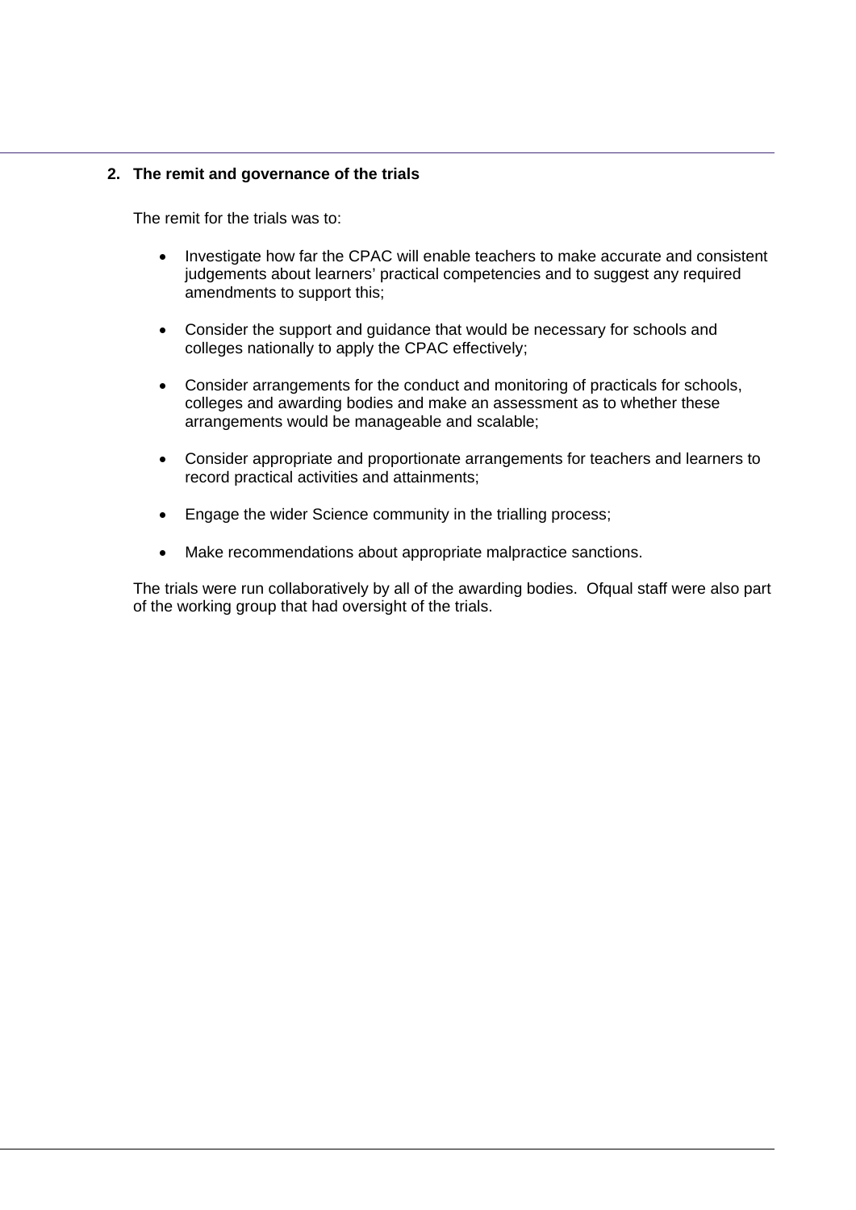## 2. The remit and governance of the trials

The remit for the trials was to:

- Investigate how far the CPAC will enable teachers to make accurate and consistent judgements about learners' practical competencies and to suggest any required amendments to support this;
- Consider the support and guidance that would be necessary for schools and colleges nationally to apply the CPAC effectively;
- Consider arrangements for the conduct and monitoring of practicals for schools, colleges and awarding bodies and make an assessment as to whether these arrangements would be manageable and scalable;
- Consider appropriate and proportionate arrangements for teachers and learners to record practical activities and attainments;
- Engage the wider Science community in the trialling process;
- Make recommendations about appropriate malpractice sanctions.

The trials were run collaboratively by all of the awarding bodies. Ofqual staff were also part of the working group that had oversight of the trials.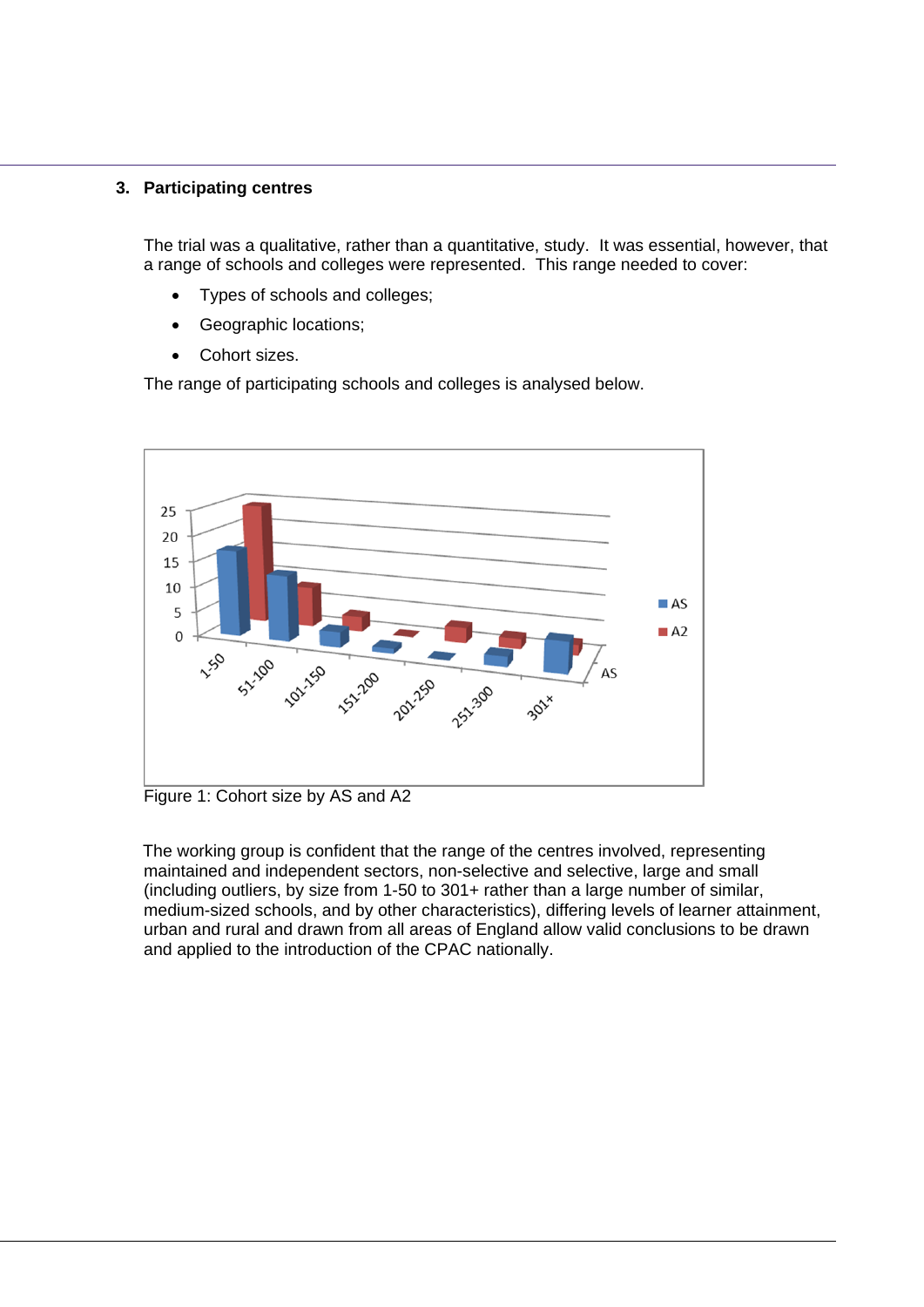## 3. Participating centres

The trial was a qualitative, rather than a quantitative, study. It was essential, however, that a range of schools and colleges were represented. This range needed to cover:

- Types of schools and colleges;
- Geographic locations;
- Cohort sizes.

The range of participating schools and colleges is analysed below.

Figure 1: Cohort size by AS and A2

The working group is confident that the range of the centres involved, representing maintained and independent sectors, non-selective and selective, large and small (including outliers, by size from 1-50 to 301+ rather than a large number of similar, medium-sized schools, and by other characteristics), differing levels of learner attainment, urban and rural and drawn from all areas of England allow valid conclusions to be drawn and applied to the introduction of the CPAC nationally.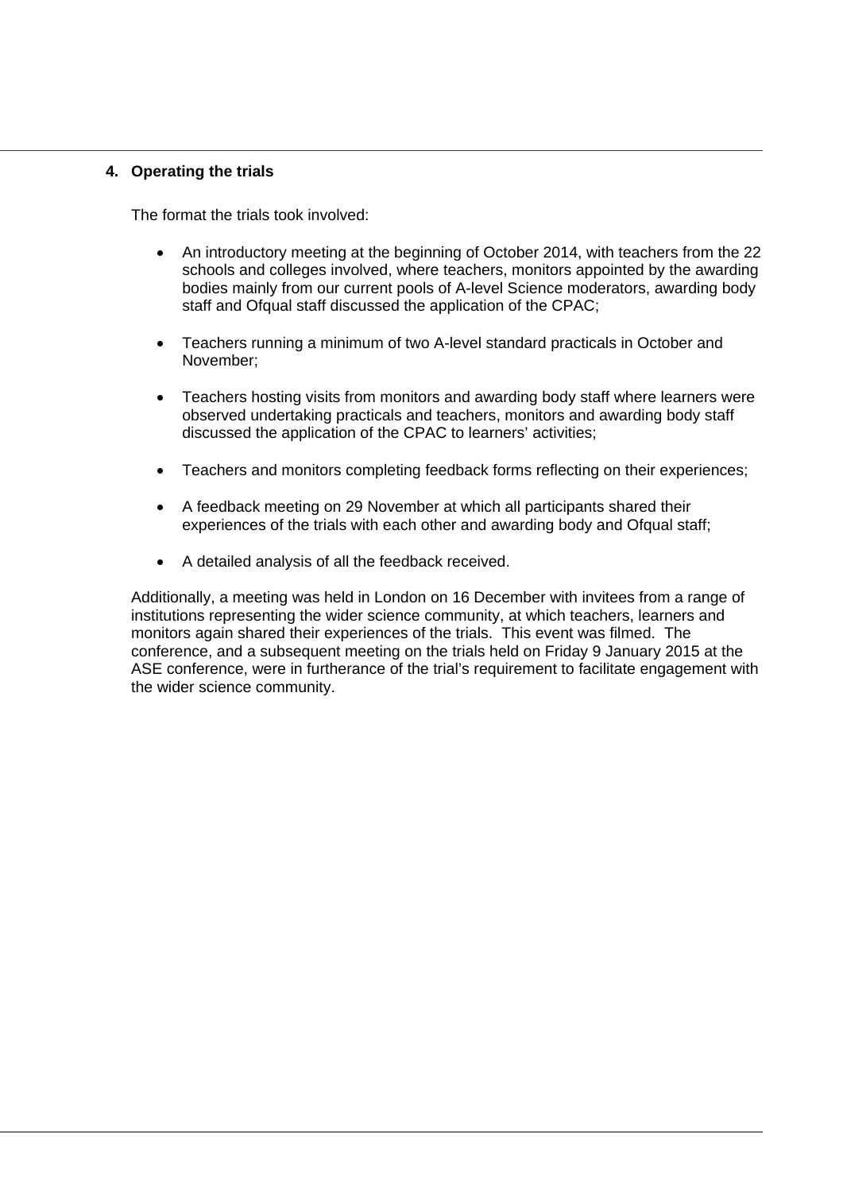## 4. Operating the trials

The format the trials took involved:

- An introductory meeting at the beginning of October 2014, with teachers from the 22 schools and colleges involved, where teachers, monitors appointed by the awarding bodies mainly from our current pools of A-level Science moderators, awarding body staff and Ofqual staff discussed the application of the CPAC;
- Teachers running a minimum of two A-level standard practicals in October and November;
- Teachers hosting visits from monitors and awarding body staff where learners were observed undertaking practicals and teachers, monitors and awarding body staff discussed the application of the CPAC to learners' activities;
- Teachers and monitors completing feedback forms reflecting on their experiences;
- A feedback meeting on 29 November at which all participants shared their experiences of the trials with each other and awarding body and Ofqual staff;
- A detailed analysis of all the feedback received.

Additionally, a meeting was held in London on 16 December with invitees from a range of institutions representing the wider science community, at which teachers, learners and monitors again shared their experiences of the trials. This event was filmed. The conference, and a subsequent meeting on the trials held on Friday 9 January 2015 at the ASE conference, were in furtherance of the trial's requirement to facilitate engagement with the wider science community.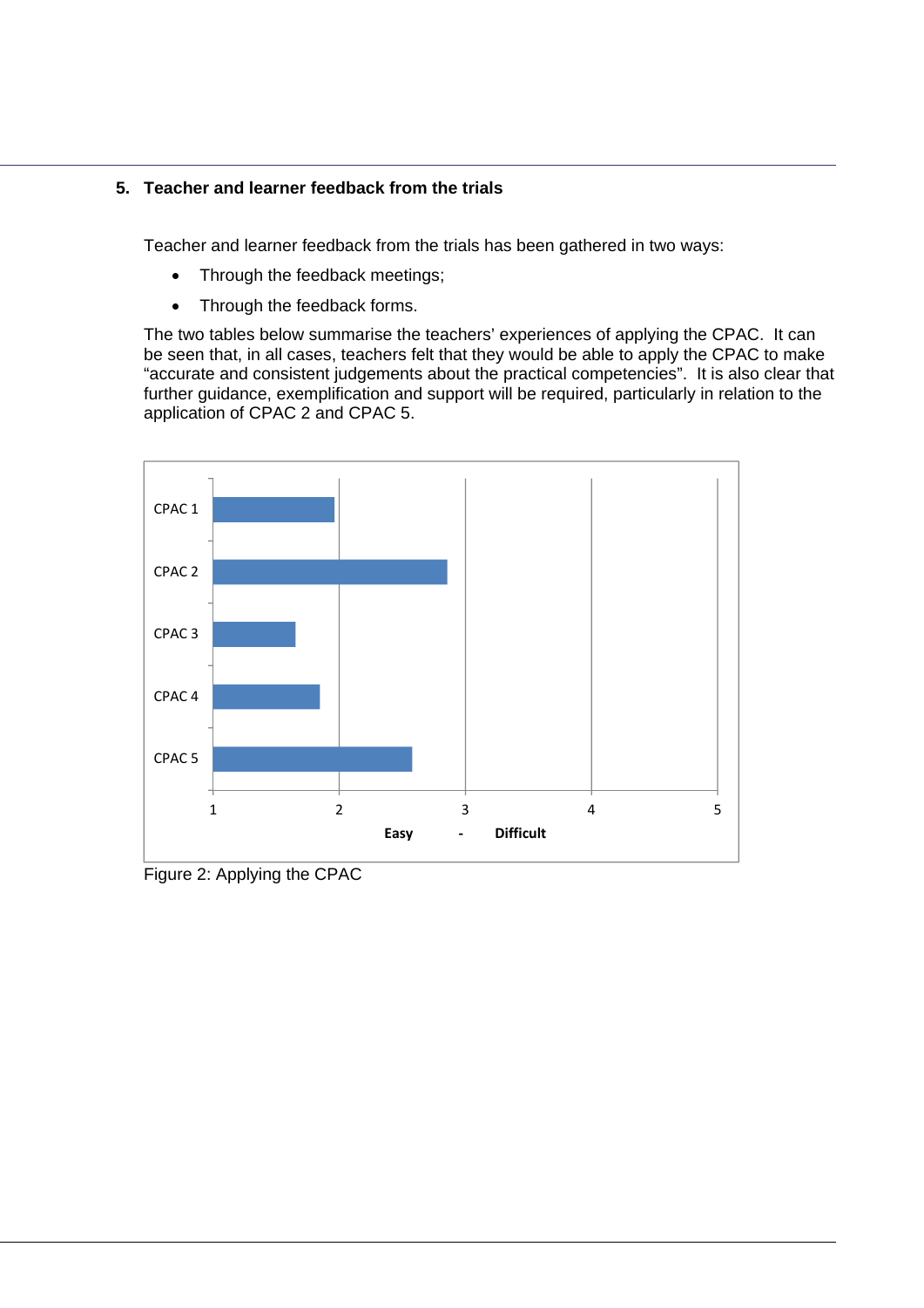## 5. Teacher and learner feedback from the trials

Teacher and learner feedback from the trials has been gathered in two ways:

- Through the feedback meetings;
- Through the feedback forms.

The two tables below summarise the teachers' experiences of applying the CPAC. It can be seen that, in all cases, teachers felt that they would be able to apply the CPAC to make "accurate and consistent judgements about the practical competencies". It is also clear that further guidance, exemplification and support will be required, particularly in relation to the application of CPAC 2 and CPAC 5.

Figure 2: Applying the CPAC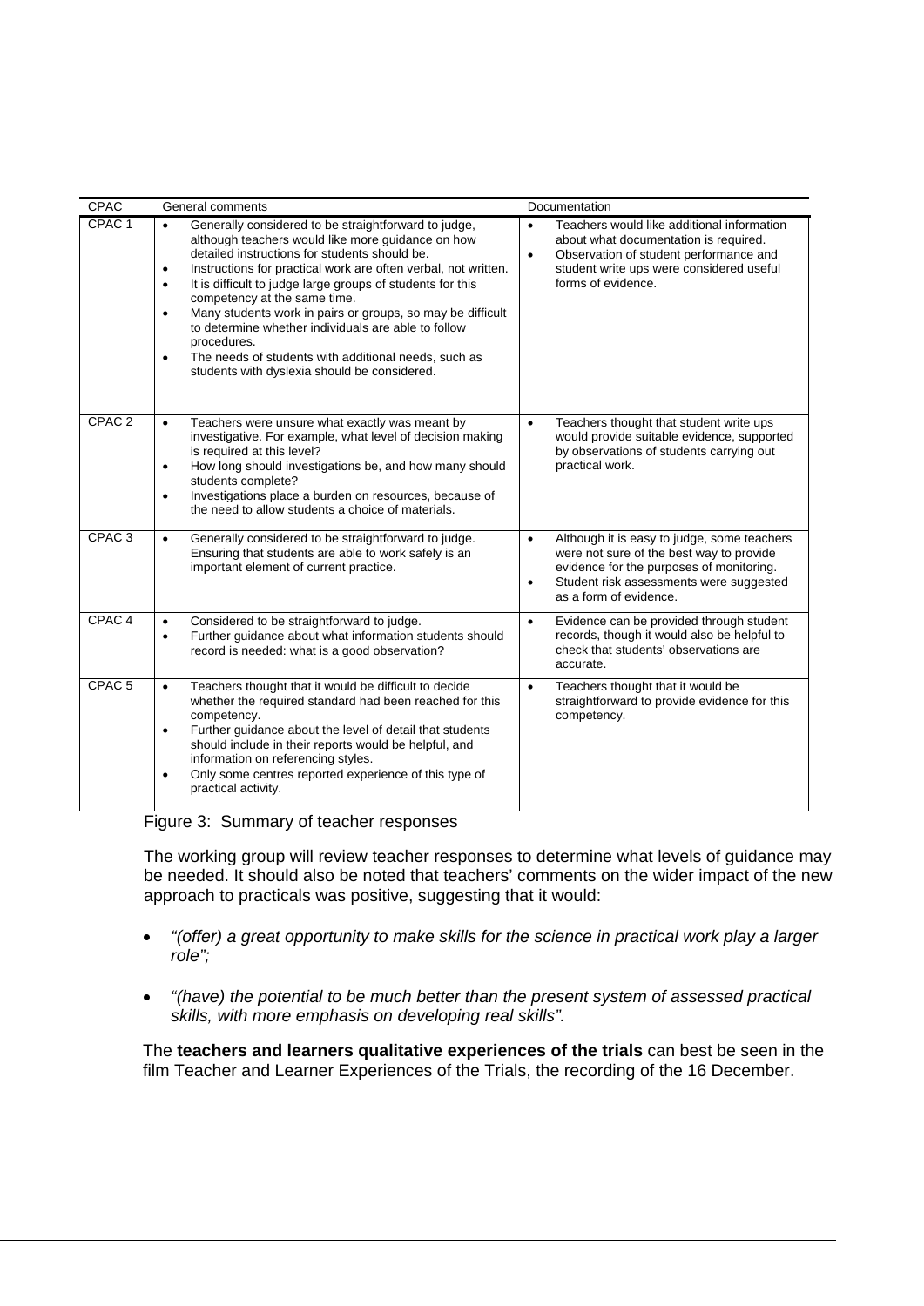| CPAC | General comments | Documentation |
|---|---|---|
| CPAC 1 | • Generally considered to be straightforward to judge, although teachers would like more guidance on how detailed instructions for students should be.<br>• Instructions for practical work are often verbal, not written.<br>• It is difficult to judge large groups of students for this competency at the same time.<br>• Many students work in pairs or groups, so may be difficult to determine whether individuals are able to follow procedures.<br>• The needs of students with additional needs, such as students with dyslexia should be considered. | • Teachers would like additional information about what documentation is required.<br>• Observation of student performance and student write ups were considered useful forms of evidence. |
| CPAC 2 | • Teachers were unsure what exactly was meant by investigative. For example, what level of decision making is required at this level?<br>• How long should investigations be, and how many should students complete?<br>• Investigations place a burden on resources, because of the need to allow students a choice of materials. | • Teachers thought that student write ups would provide suitable evidence, supported by observations of students carrying out practical work. |
| CPAC 3 | • Generally considered to be straightforward to judge. Ensuring that students are able to work safely is an important element of current practice. | • Although it is easy to judge, some teachers were not sure of the best way to provide evidence for the purposes of monitoring.<br>• Student risk assessments were suggested as a form of evidence. |
| CPAC 4 | • Considered to be straightforward to judge.<br>• Further guidance about what information students should record is needed: what is a good observation? | • Evidence can be provided through student records, though it would also be helpful to check that students' observations are accurate. |
| CPAC 5 | • Teachers thought that it would be difficult to decide whether the required standard had been reached for this competency.<br>• Further guidance about the level of detail that students should include in their reports would be helpful, and information on referencing styles.<br>• Only some centres reported experience of this type of practical activity. | • Teachers thought that it would be straightforward to provide evidence for this competency. |

Figure 3: Summary of teacher responses

The working group will review teacher responses to determine what levels of guidance may be needed. It should also be noted that teachers' comments on the wider impact of the new approach to practicals was positive, suggesting that it would:

- *"(offer) a great opportunity to make skills for the science in practical work play a larger role";*
- *"(have) the potential to be much better than the present system of assessed practical skills, with more emphasis on developing real skills".*

The **teachers and learners qualitative experiences of the trials** can best be seen in the film Teacher and Learner Experiences of the Trials, the recording of the 16 December.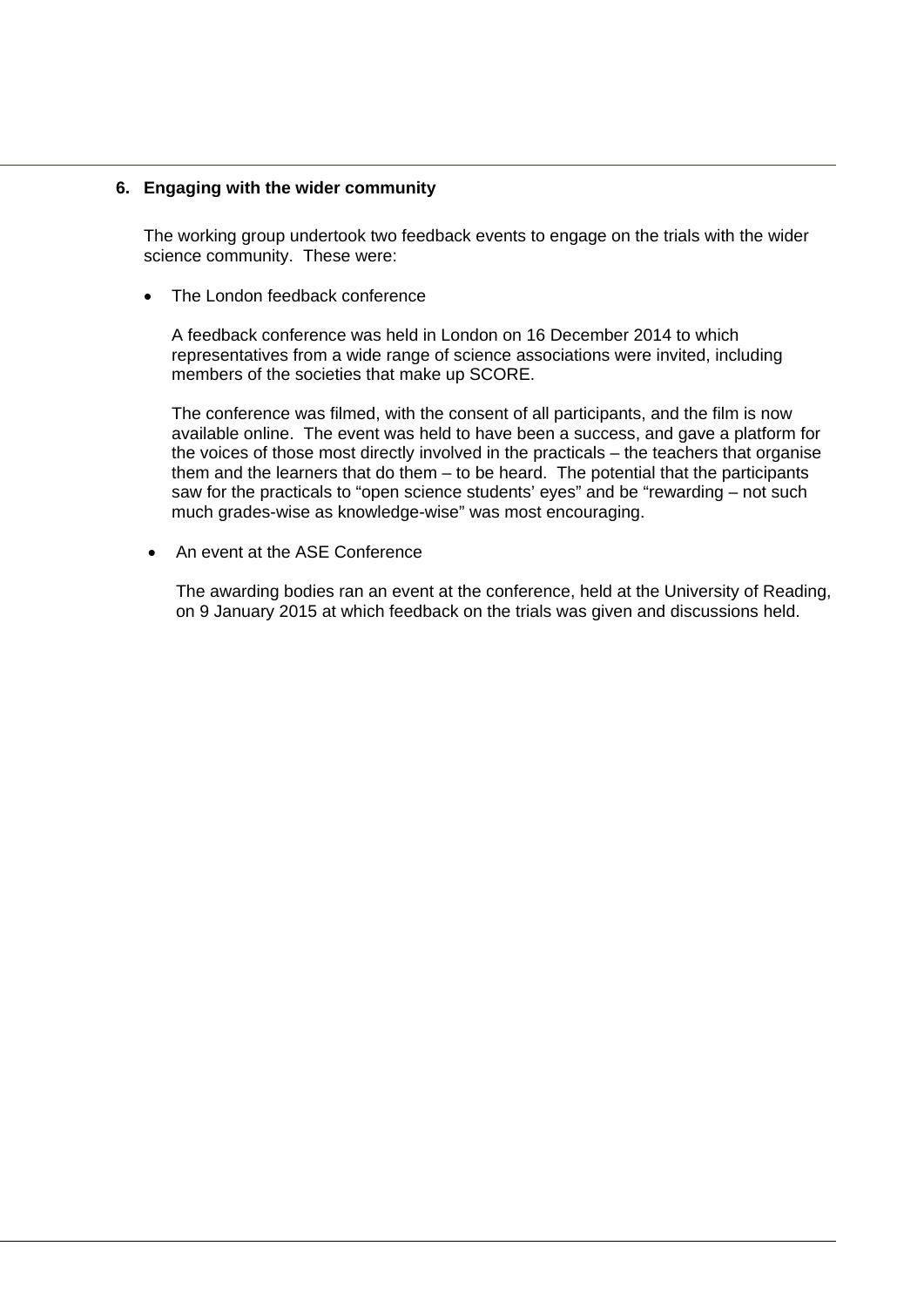## 6. Engaging with the wider community

The working group undertook two feedback events to engage on the trials with the wider science community. These were:

- The London feedback conference

  A feedback conference was held in London on 16 December 2014 to which representatives from a wide range of science associations were invited, including members of the societies that make up SCORE.

  The conference was filmed, with the consent of all participants, and the film is now available online. The event was held to have been a success, and gave a platform for the voices of those most directly involved in the practicals – the teachers that organise them and the learners that do them – to be heard. The potential that the participants saw for the practicals to "open science students' eyes" and be "rewarding – not such much grades-wise as knowledge-wise" was most encouraging.

- An event at the ASE Conference

  The awarding bodies ran an event at the conference, held at the University of Reading, on 9 January 2015 at which feedback on the trials was given and discussions held.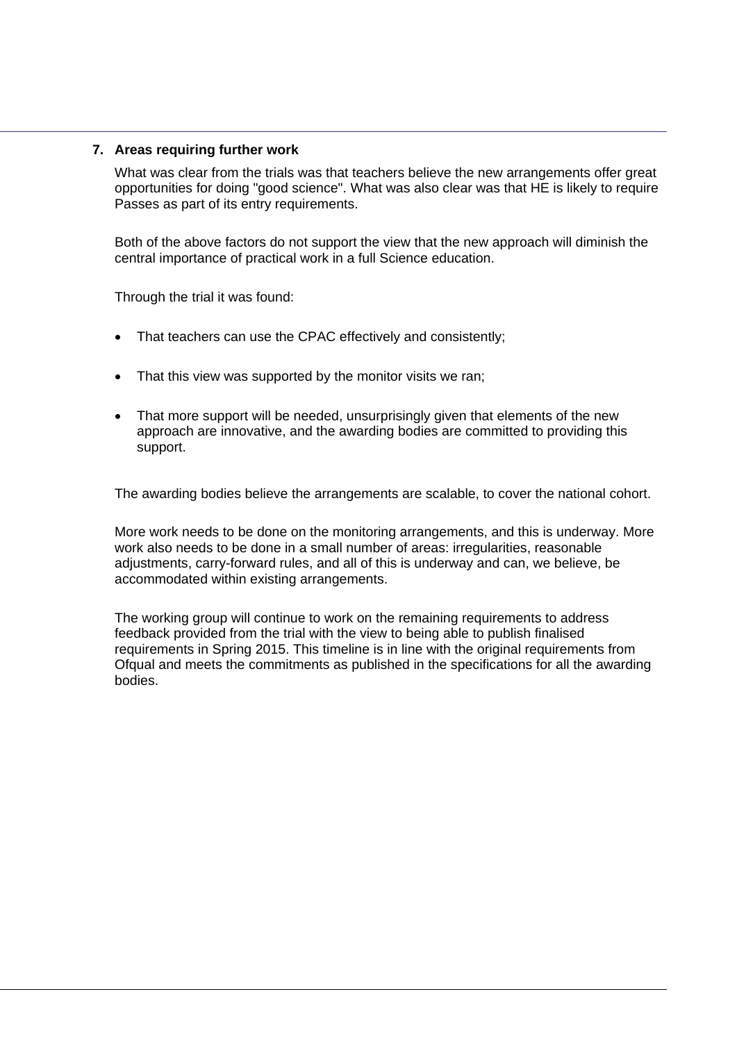## 7. Areas requiring further work

What was clear from the trials was that teachers believe the new arrangements offer great opportunities for doing "good science". What was also clear was that HE is likely to require Passes as part of its entry requirements.

Both of the above factors do not support the view that the new approach will diminish the central importance of practical work in a full Science education.

Through the trial it was found:

- That teachers can use the CPAC effectively and consistently;
- That this view was supported by the monitor visits we ran;
- That more support will be needed, unsurprisingly given that elements of the new approach are innovative, and the awarding bodies are committed to providing this support.

The awarding bodies believe the arrangements are scalable, to cover the national cohort.

More work needs to be done on the monitoring arrangements, and this is underway. More work also needs to be done in a small number of areas: irregularities, reasonable adjustments, carry-forward rules, and all of this is underway and can, we believe, be accommodated within existing arrangements.

The working group will continue to work on the remaining requirements to address feedback provided from the trial with the view to being able to publish finalised requirements in Spring 2015. This timeline is in line with the original requirements from Ofqual and meets the commitments as published in the specifications for all the awarding bodies.